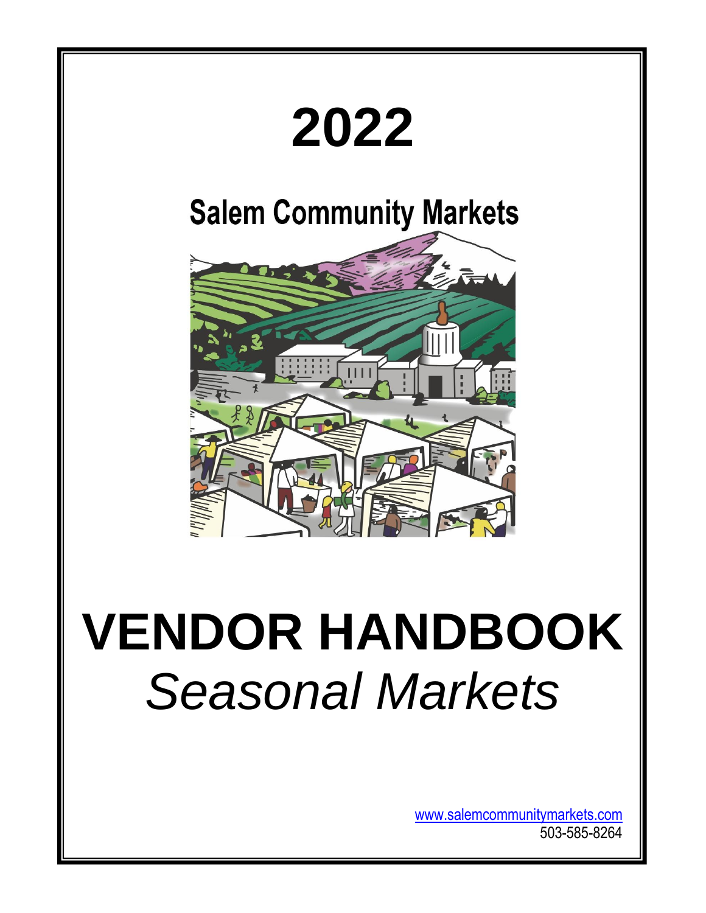# 2022

## Salem Community Markets

# VENDOR HANDBOOK

*Seasonal Markets*

www.salemcommunitymarkets.com
503-585-8264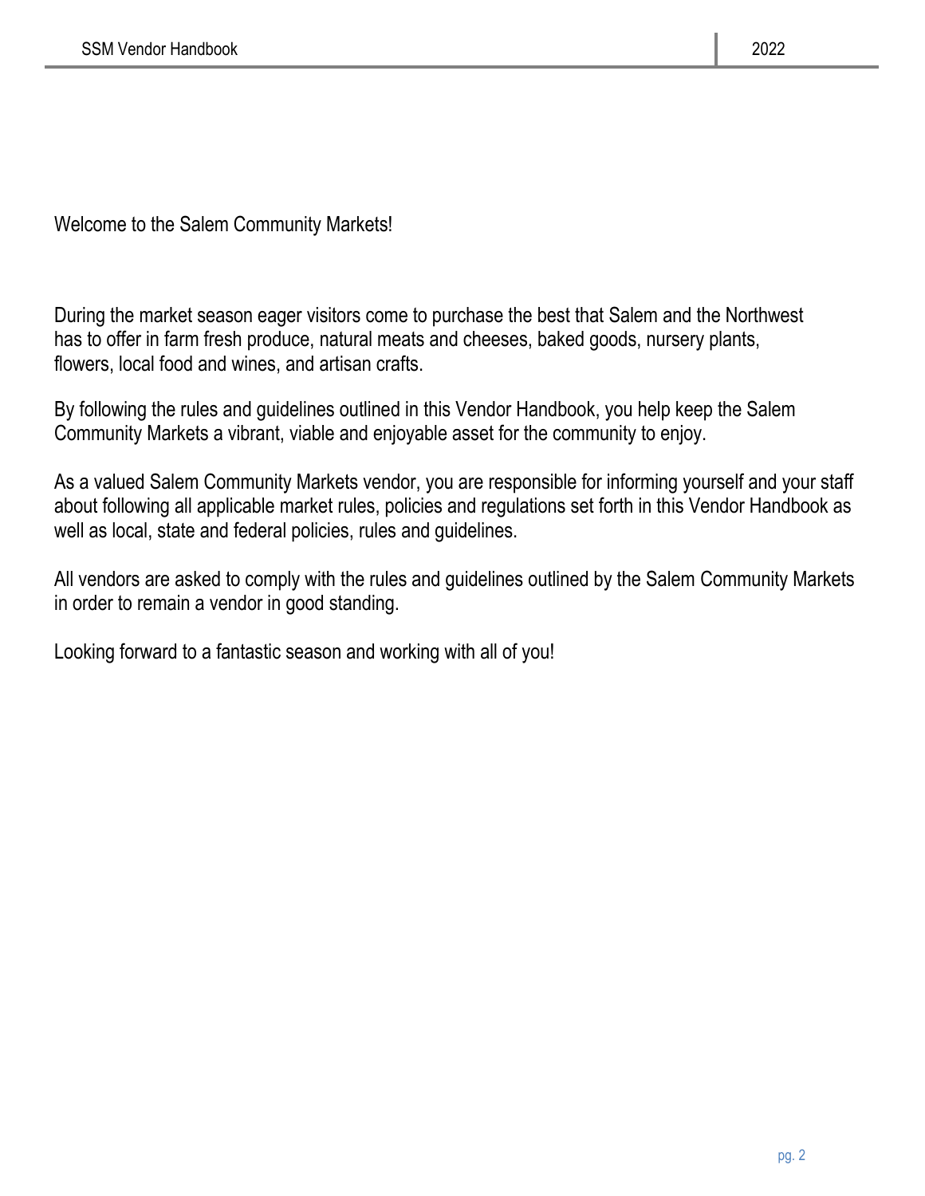Welcome to the Salem Community Markets!

During the market season eager visitors come to purchase the best that Salem and the Northwest has to offer in farm fresh produce, natural meats and cheeses, baked goods, nursery plants, flowers, local food and wines, and artisan crafts.

By following the rules and guidelines outlined in this Vendor Handbook, you help keep the Salem Community Markets a vibrant, viable and enjoyable asset for the community to enjoy.

As a valued Salem Community Markets vendor, you are responsible for informing yourself and your staff about following all applicable market rules, policies and regulations set forth in this Vendor Handbook as well as local, state and federal policies, rules and guidelines.

All vendors are asked to comply with the rules and guidelines outlined by the Salem Community Markets in order to remain a vendor in good standing.

Looking forward to a fantastic season and working with all of you!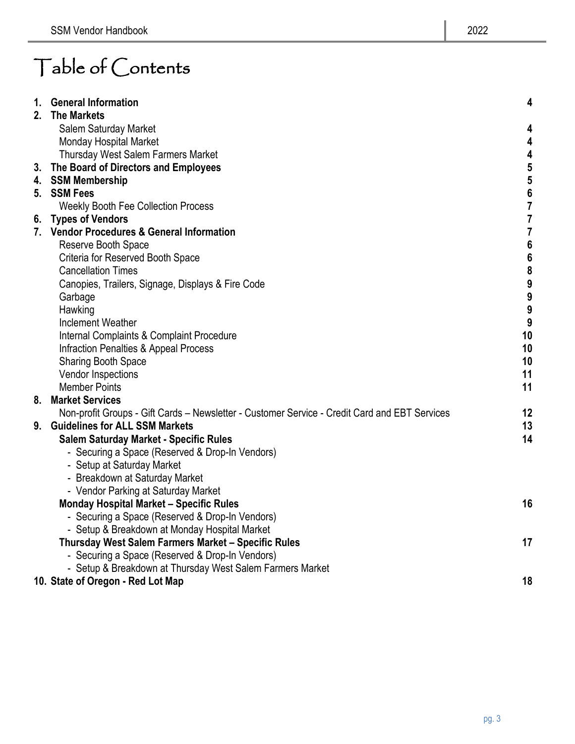# Table of Contents

| | | |
|---|---|---|
| **1.** | **General Information** | **4** |
| **2.** | **The Markets** | |
| | Salem Saturday Market | **4** |
| | Monday Hospital Market | **4** |
| | Thursday West Salem Farmers Market | **4** |
| **3.** | **The Board of Directors and Employees** | **5** |
| **4.** | **SSM Membership** | **5** |
| **5.** | **SSM Fees** | **6** |
| | Weekly Booth Fee Collection Process | **7** |
| **6.** | **Types of Vendors** | **7** |
| **7.** | **Vendor Procedures & General Information** | **7** |
| | Reserve Booth Space | **6** |
| | Criteria for Reserved Booth Space | **6** |
| | Cancellation Times | **8** |
| | Canopies, Trailers, Signage, Displays & Fire Code | **9** |
| | Garbage | **9** |
| | Hawking | **9** |
| | Inclement Weather | **9** |
| | Internal Complaints & Complaint Procedure | **10** |
| | Infraction Penalties & Appeal Process | **10** |
| | Sharing Booth Space | **10** |
| | Vendor Inspections | **11** |
| | Member Points | **11** |
| **8.** | **Market Services** | |
| | Non-profit Groups - Gift Cards – Newsletter - Customer Service - Credit Card and EBT Services | **12** |
| **9.** | **Guidelines for ALL SSM Markets** | **13** |
| | **Salem Saturday Market - Specific Rules** | **14** |
| | - Securing a Space (Reserved & Drop-In Vendors) | |
| | - Setup at Saturday Market | |
| | - Breakdown at Saturday Market | |
| | - Vendor Parking at Saturday Market | |
| | **Monday Hospital Market – Specific Rules** | **16** |
| | - Securing a Space (Reserved & Drop-In Vendors) | |
| | - Setup & Breakdown at Monday Hospital Market | |
| | **Thursday West Salem Farmers Market – Specific Rules** | **17** |
| | - Securing a Space (Reserved & Drop-In Vendors) | |
| | - Setup & Breakdown at Thursday West Salem Farmers Market | |
| **10.** | **State of Oregon - Red Lot Map** | **18** |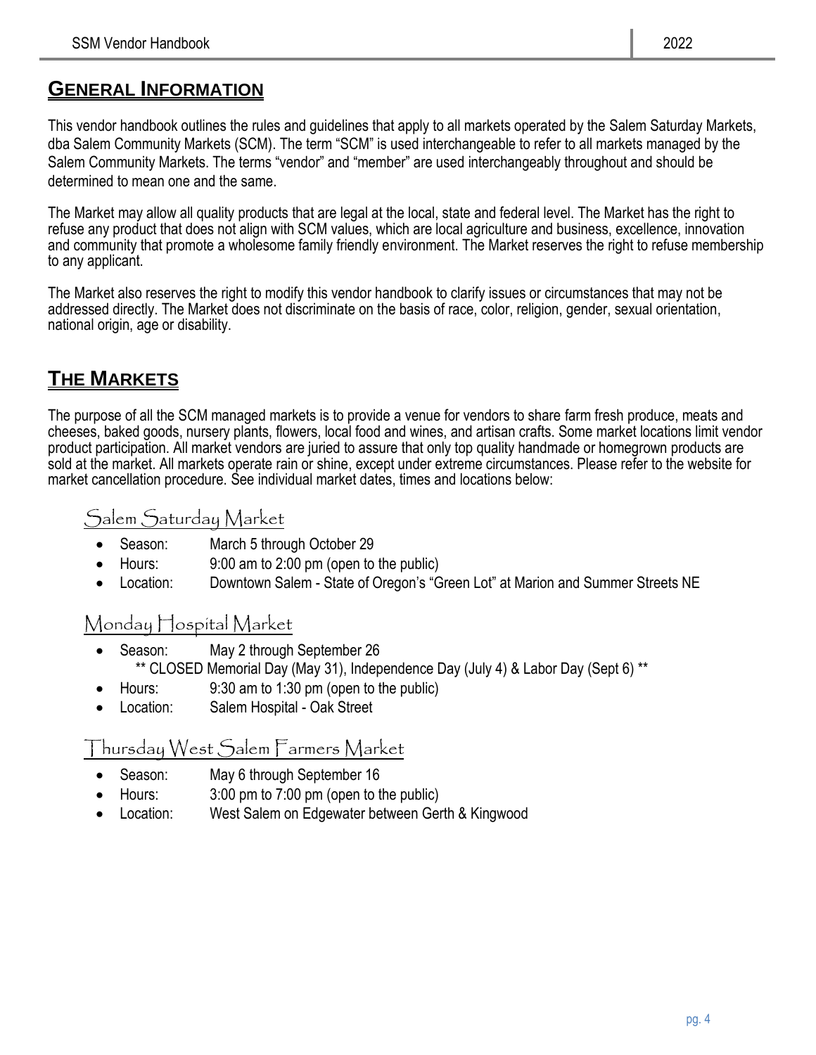## GENERAL INFORMATION

This vendor handbook outlines the rules and guidelines that apply to all markets operated by the Salem Saturday Markets, dba Salem Community Markets (SCM). The term "SCM" is used interchangeable to refer to all markets managed by the Salem Community Markets. The terms "vendor" and "member" are used interchangeably throughout and should be determined to mean one and the same.

The Market may allow all quality products that are legal at the local, state and federal level. The Market has the right to refuse any product that does not align with SCM values, which are local agriculture and business, excellence, innovation and community that promote a wholesome family friendly environment. The Market reserves the right to refuse membership to any applicant.

The Market also reserves the right to modify this vendor handbook to clarify issues or circumstances that may not be addressed directly. The Market does not discriminate on the basis of race, color, religion, gender, sexual orientation, national origin, age or disability.

## THE MARKETS

The purpose of all the SCM managed markets is to provide a venue for vendors to share farm fresh produce, meats and cheeses, baked goods, nursery plants, flowers, local food and wines, and artisan crafts. Some market locations limit vendor product participation. All market vendors are juried to assure that only top quality handmade or homegrown products are sold at the market. All markets operate rain or shine, except under extreme circumstances. Please refer to the website for market cancellation procedure. See individual market dates, times and locations below:

### Salem Saturday Market

- Season: March 5 through October 29
- Hours: 9:00 am to 2:00 pm (open to the public)
- Location: Downtown Salem - State of Oregon's "Green Lot" at Marion and Summer Streets NE

### Monday Hospital Market

- Season: May 2 through September 26
  ** CLOSED Memorial Day (May 31), Independence Day (July 4) & Labor Day (Sept 6) **
- Hours: 9:30 am to 1:30 pm (open to the public)
- Location: Salem Hospital - Oak Street

### Thursday West Salem Farmers Market

- Season: May 6 through September 16
- Hours: 3:00 pm to 7:00 pm (open to the public)
- Location: West Salem on Edgewater between Gerth & Kingwood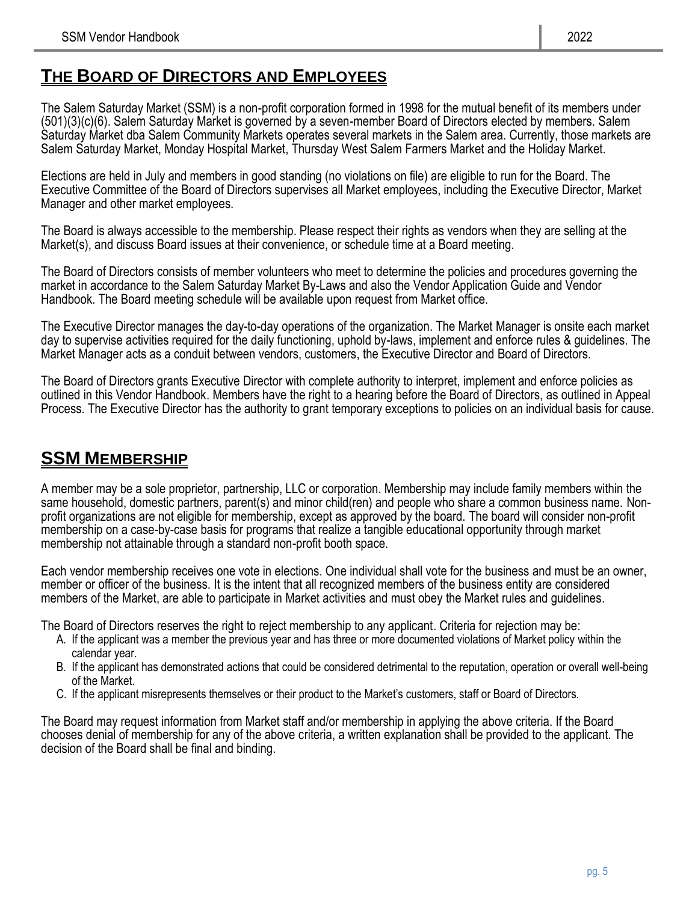## THE BOARD OF DIRECTORS AND EMPLOYEES

The Salem Saturday Market (SSM) is a non-profit corporation formed in 1998 for the mutual benefit of its members under (501)(3)(c)(6). Salem Saturday Market is governed by a seven-member Board of Directors elected by members. Salem Saturday Market dba Salem Community Markets operates several markets in the Salem area. Currently, those markets are Salem Saturday Market, Monday Hospital Market, Thursday West Salem Farmers Market and the Holiday Market.

Elections are held in July and members in good standing (no violations on file) are eligible to run for the Board. The Executive Committee of the Board of Directors supervises all Market employees, including the Executive Director, Market Manager and other market employees.

The Board is always accessible to the membership. Please respect their rights as vendors when they are selling at the Market(s), and discuss Board issues at their convenience, or schedule time at a Board meeting.

The Board of Directors consists of member volunteers who meet to determine the policies and procedures governing the market in accordance to the Salem Saturday Market By-Laws and also the Vendor Application Guide and Vendor Handbook. The Board meeting schedule will be available upon request from Market office.

The Executive Director manages the day-to-day operations of the organization. The Market Manager is onsite each market day to supervise activities required for the daily functioning, uphold by-laws, implement and enforce rules & guidelines. The Market Manager acts as a conduit between vendors, customers, the Executive Director and Board of Directors.

The Board of Directors grants Executive Director with complete authority to interpret, implement and enforce policies as outlined in this Vendor Handbook. Members have the right to a hearing before the Board of Directors, as outlined in Appeal Process. The Executive Director has the authority to grant temporary exceptions to policies on an individual basis for cause.

## SSM MEMBERSHIP

A member may be a sole proprietor, partnership, LLC or corporation. Membership may include family members within the same household, domestic partners, parent(s) and minor child(ren) and people who share a common business name. Non-profit organizations are not eligible for membership, except as approved by the board. The board will consider non-profit membership on a case-by-case basis for programs that realize a tangible educational opportunity through market membership not attainable through a standard non-profit booth space.

Each vendor membership receives one vote in elections. One individual shall vote for the business and must be an owner, member or officer of the business. It is the intent that all recognized members of the business entity are considered members of the Market, are able to participate in Market activities and must obey the Market rules and guidelines.

The Board of Directors reserves the right to reject membership to any applicant. Criteria for rejection may be:

A. If the applicant was a member the previous year and has three or more documented violations of Market policy within the calendar year.
B. If the applicant has demonstrated actions that could be considered detrimental to the reputation, operation or overall well-being of the Market.
C. If the applicant misrepresents themselves or their product to the Market's customers, staff or Board of Directors.

The Board may request information from Market staff and/or membership in applying the above criteria. If the Board chooses denial of membership for any of the above criteria, a written explanation shall be provided to the applicant. The decision of the Board shall be final and binding.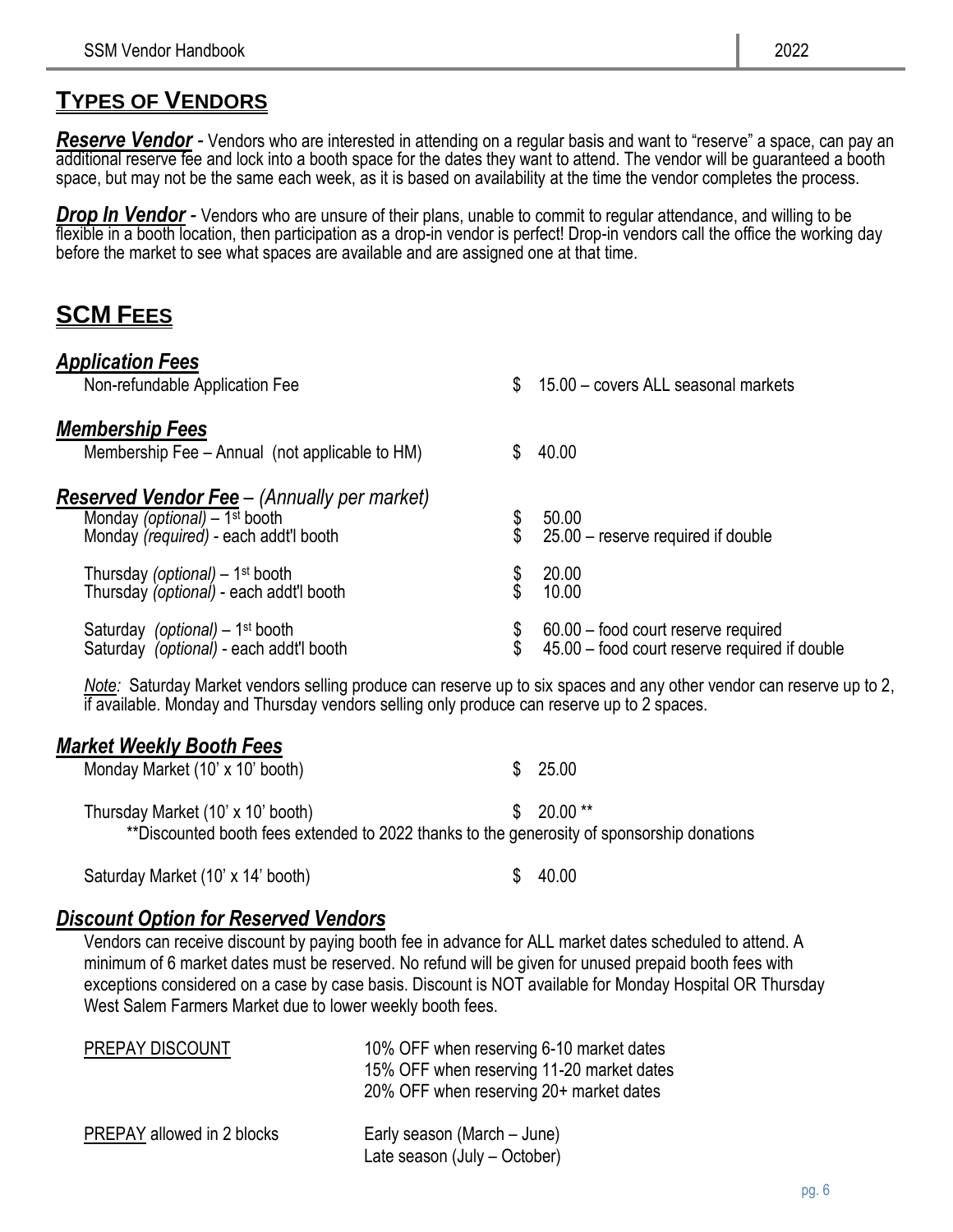## TYPES OF VENDORS

***Reserve Vendor*** - Vendors who are interested in attending on a regular basis and want to "reserve" a space, can pay an additional reserve fee and lock into a booth space for the dates they want to attend. The vendor will be guaranteed a booth space, but may not be the same each week, as it is based on availability at the time the vendor completes the process.

***Drop In Vendor*** - Vendors who are unsure of their plans, unable to commit to regular attendance, and willing to be flexible in a booth location, then participation as a drop-in vendor is perfect! Drop-in vendors call the office the working day before the market to see what spaces are available and are assigned one at that time.

## SCM FEES

### *Application Fees*

| | |
|---|---|
| Non-refundable Application Fee | $ 15.00 – covers ALL seasonal markets |

### *Membership Fees*

| | |
|---|---|
| Membership Fee – Annual (not applicable to HM) | $ 40.00 |

### *Reserved Vendor Fee* – *(Annually per market)*

| | |
|---|---|
| Monday *(optional)* – 1st booth | $ 50.00 |
| Monday *(required)* - each addt'l booth | $ 25.00 – reserve required if double |
| Thursday *(optional)* – 1st booth | $ 20.00 |
| Thursday *(optional)* - each addt'l booth | $ 10.00 |
| Saturday *(optional)* – 1st booth | $ 60.00 – food court reserve required |
| Saturday *(optional)* - each addt'l booth | $ 45.00 – food court reserve required if double |

*Note:* Saturday Market vendors selling produce can reserve up to six spaces and any other vendor can reserve up to 2, if available. Monday and Thursday vendors selling only produce can reserve up to 2 spaces.

### *Market Weekly Booth Fees*

| | |
|---|---|
| Monday Market (10' x 10' booth) | $ 25.00 |
| Thursday Market (10' x 10' booth) | $ 20.00 ** |
| Saturday Market (10' x 14' booth) | $ 40.00 |

**Discounted booth fees extended to 2022 thanks to the generosity of sponsorship donations

### *Discount Option for Reserved Vendors*

Vendors can receive discount by paying booth fee in advance for ALL market dates scheduled to attend. A minimum of 6 market dates must be reserved. No refund will be given for unused prepaid booth fees with exceptions considered on a case by case basis. Discount is NOT available for Monday Hospital OR Thursday West Salem Farmers Market due to lower weekly booth fees.

| | |
|---|---|
| PREPAY DISCOUNT | 10% OFF when reserving 6-10 market dates<br>15% OFF when reserving 11-20 market dates<br>20% OFF when reserving 20+ market dates |
| PREPAY allowed in 2 blocks | Early season (March – June)<br>Late season (July – October) |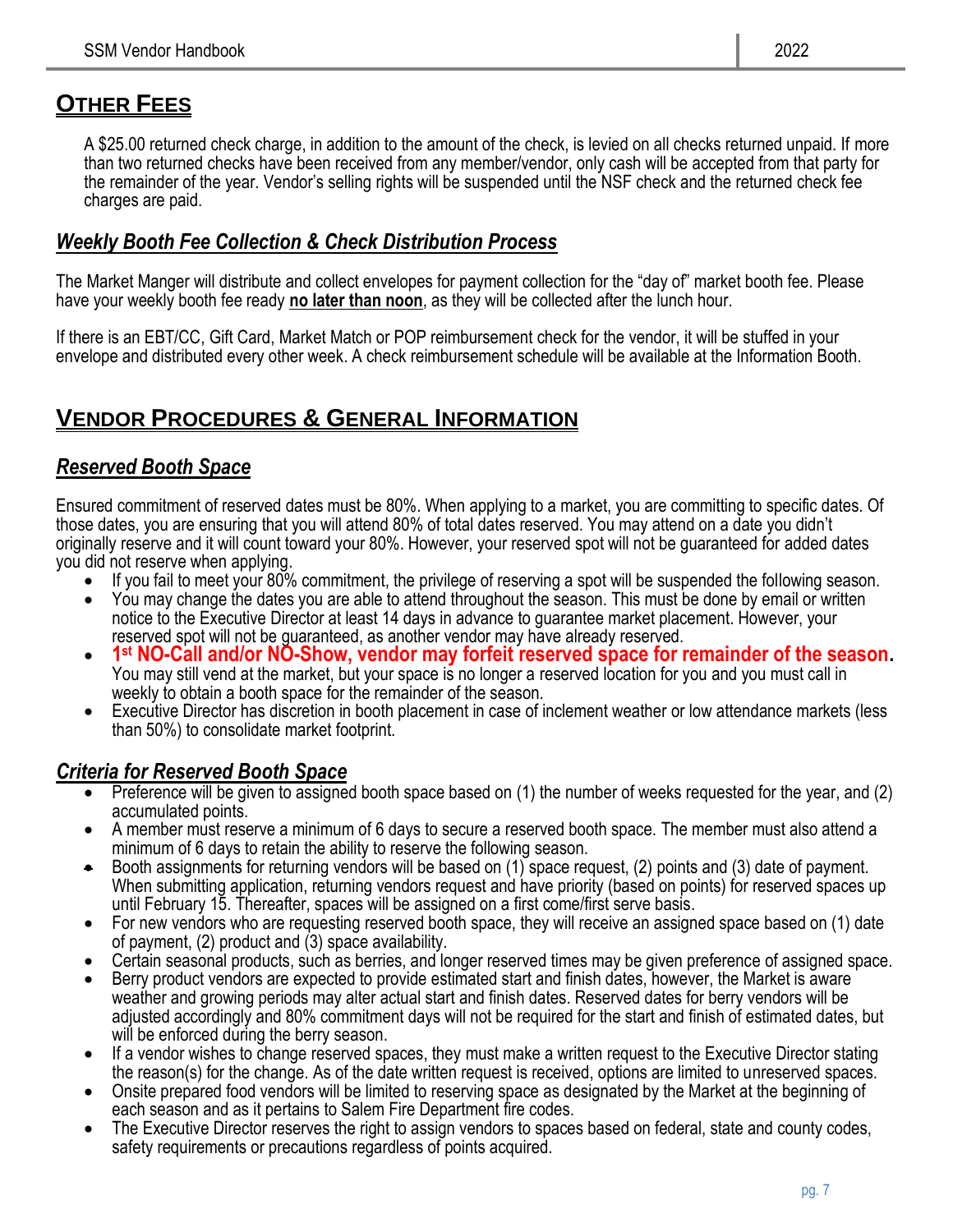## OTHER FEES

A $25.00 returned check charge, in addition to the amount of the check, is levied on all checks returned unpaid. If more than two returned checks have been received from any member/vendor, only cash will be accepted from that party for the remainder of the year. Vendor's selling rights will be suspended until the NSF check and the returned check fee charges are paid.

### *Weekly Booth Fee Collection & Check Distribution Process*

The Market Manger will distribute and collect envelopes for payment collection for the "day of" market booth fee. Please have your weekly booth fee ready **no later than noon**, as they will be collected after the lunch hour.

If there is an EBT/CC, Gift Card, Market Match or POP reimbursement check for the vendor, it will be stuffed in your envelope and distributed every other week. A check reimbursement schedule will be available at the Information Booth.

## VENDOR PROCEDURES & GENERAL INFORMATION

### *Reserved Booth Space*

Ensured commitment of reserved dates must be 80%. When applying to a market, you are committing to specific dates. Of those dates, you are ensuring that you will attend 80% of total dates reserved. You may attend on a date you didn't originally reserve and it will count toward your 80%. However, your reserved spot will not be guaranteed for added dates you did not reserve when applying.

- If you fail to meet your 80% commitment, the privilege of reserving a spot will be suspended the following season.
- You may change the dates you are able to attend throughout the season. This must be done by email or written notice to the Executive Director at least 14 days in advance to guarantee market placement. However, your reserved spot will not be guaranteed, as another vendor may have already reserved.
- **1st NO-Call and/or NO-Show, vendor may forfeit reserved space for remainder of the season.** You may still vend at the market, but your space is no longer a reserved location for you and you must call in weekly to obtain a booth space for the remainder of the season.
- Executive Director has discretion in booth placement in case of inclement weather or low attendance markets (less than 50%) to consolidate market footprint.

### *Criteria for Reserved Booth Space*

- Preference will be given to assigned booth space based on (1) the number of weeks requested for the year, and (2) accumulated points.
- A member must reserve a minimum of 6 days to secure a reserved booth space. The member must also attend a minimum of 6 days to retain the ability to reserve the following season.
- Booth assignments for returning vendors will be based on (1) space request, (2) points and (3) date of payment. When submitting application, returning vendors request and have priority (based on points) for reserved spaces up until February 15. Thereafter, spaces will be assigned on a first come/first serve basis.
- For new vendors who are requesting reserved booth space, they will receive an assigned space based on (1) date of payment, (2) product and (3) space availability.
- Certain seasonal products, such as berries, and longer reserved times may be given preference of assigned space.
- Berry product vendors are expected to provide estimated start and finish dates, however, the Market is aware weather and growing periods may alter actual start and finish dates. Reserved dates for berry vendors will be adjusted accordingly and 80% commitment days will not be required for the start and finish of estimated dates, but will be enforced during the berry season.
- If a vendor wishes to change reserved spaces, they must make a written request to the Executive Director stating the reason(s) for the change. As of the date written request is received, options are limited to unreserved spaces.
- Onsite prepared food vendors will be limited to reserving space as designated by the Market at the beginning of each season and as it pertains to Salem Fire Department fire codes.
- The Executive Director reserves the right to assign vendors to spaces based on federal, state and county codes, safety requirements or precautions regardless of points acquired.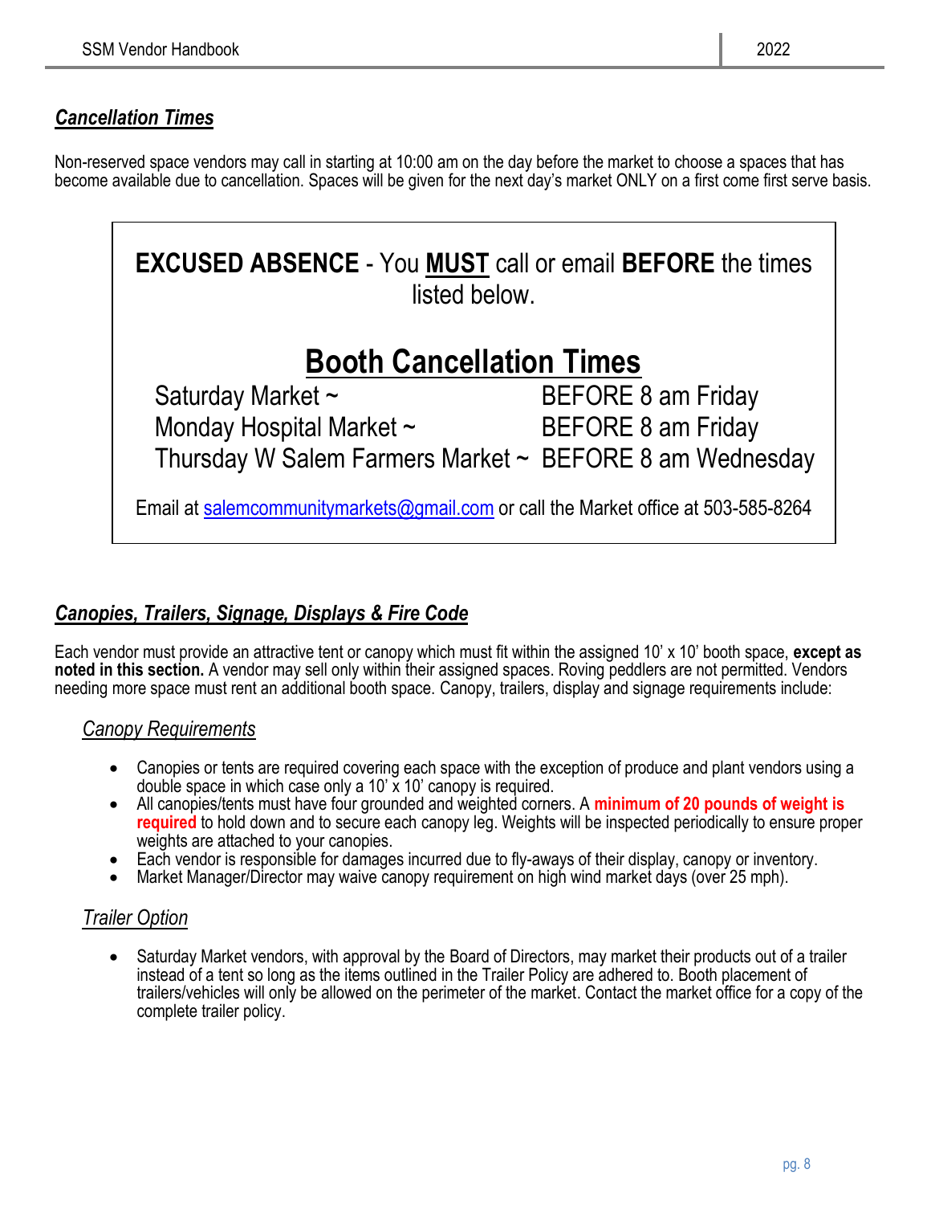## *Cancellation Times*

Non-reserved space vendors may call in starting at 10:00 am on the day before the market to choose a spaces that has become available due to cancellation. Spaces will be given for the next day's market ONLY on a first come first serve basis.

**EXCUSED ABSENCE** - You **MUST** call or email **BEFORE** the times listed below.

### Booth Cancellation Times

| | |
|---|---|
| Saturday Market ~ | BEFORE 8 am Friday |
| Monday Hospital Market ~ | BEFORE 8 am Friday |
| Thursday W Salem Farmers Market ~ | BEFORE 8 am Wednesday |

Email at salemcommunitymarkets@gmail.com or call the Market office at 503-585-8264

## *Canopies, Trailers, Signage, Displays & Fire Code*

Each vendor must provide an attractive tent or canopy which must fit within the assigned 10' x 10' booth space, **except as noted in this section.** A vendor may sell only within their assigned spaces. Roving peddlers are not permitted. Vendors needing more space must rent an additional booth space. Canopy, trailers, display and signage requirements include:

### Canopy Requirements

- Canopies or tents are required covering each space with the exception of produce and plant vendors using a double space in which case only a 10' x 10' canopy is required.
- All canopies/tents must have four grounded and weighted corners. A **minimum of 20 pounds of weight is required** to hold down and to secure each canopy leg. Weights will be inspected periodically to ensure proper weights are attached to your canopies.
- Each vendor is responsible for damages incurred due to fly-aways of their display, canopy or inventory.
- Market Manager/Director may waive canopy requirement on high wind market days (over 25 mph).

### Trailer Option

- Saturday Market vendors, with approval by the Board of Directors, may market their products out of a trailer instead of a tent so long as the items outlined in the Trailer Policy are adhered to. Booth placement of trailers/vehicles will only be allowed on the perimeter of the market. Contact the market office for a copy of the complete trailer policy.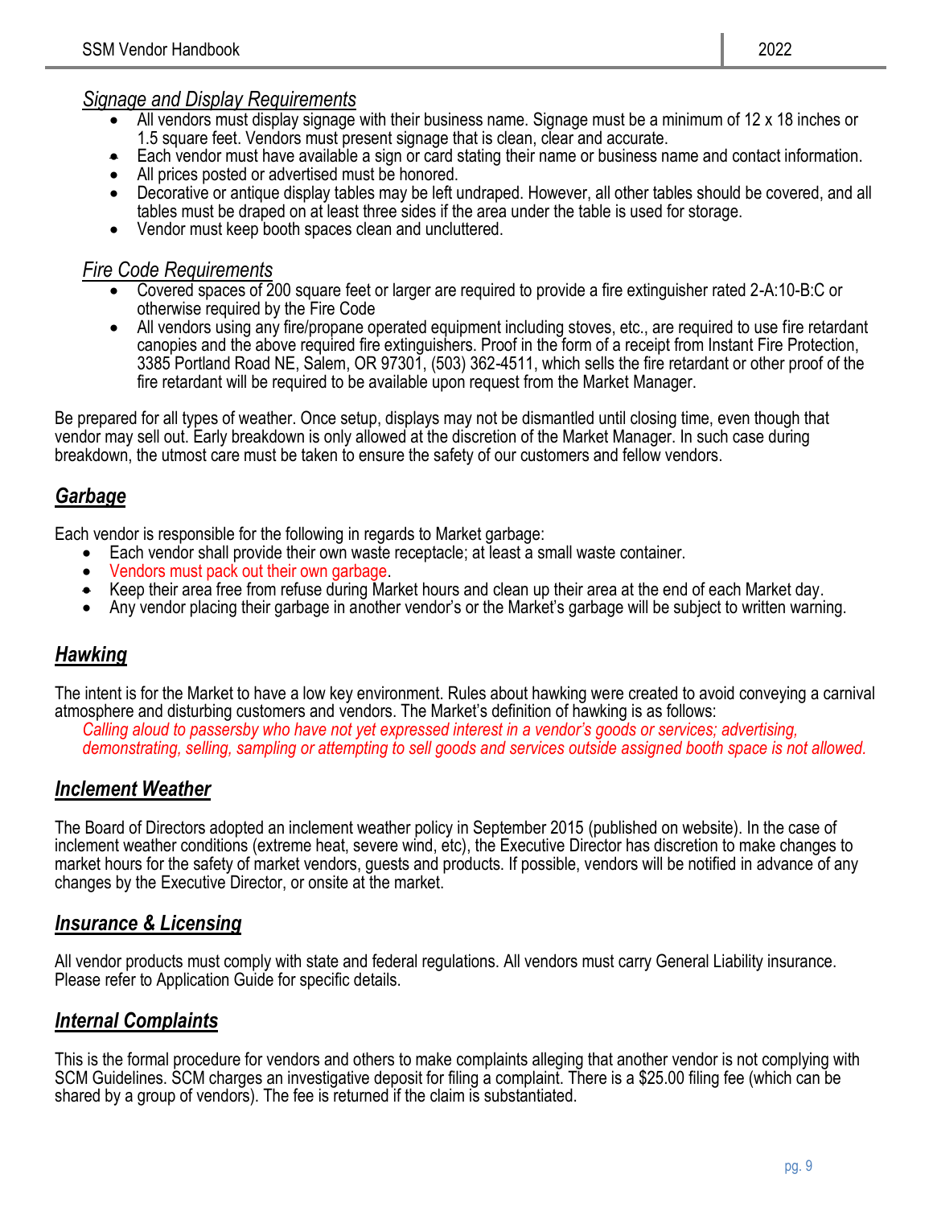### *Signage and Display Requirements*

- All vendors must display signage with their business name. Signage must be a minimum of 12 x 18 inches or 1.5 square feet. Vendors must present signage that is clean, clear and accurate.
- Each vendor must have available a sign or card stating their name or business name and contact information.
- All prices posted or advertised must be honored.
- Decorative or antique display tables may be left undraped. However, all other tables should be covered, and all tables must be draped on at least three sides if the area under the table is used for storage.
- Vendor must keep booth spaces clean and uncluttered.

### *Fire Code Requirements*

- Covered spaces of 200 square feet or larger are required to provide a fire extinguisher rated 2-A:10-B:C or otherwise required by the Fire Code
- All vendors using any fire/propane operated equipment including stoves, etc., are required to use fire retardant canopies and the above required fire extinguishers. Proof in the form of a receipt from Instant Fire Protection, 3385 Portland Road NE, Salem, OR 97301, (503) 362-4511, which sells the fire retardant or other proof of the fire retardant will be required to be available upon request from the Market Manager.

Be prepared for all types of weather. Once setup, displays may not be dismantled until closing time, even though that vendor may sell out. Early breakdown is only allowed at the discretion of the Market Manager. In such case during breakdown, the utmost care must be taken to ensure the safety of our customers and fellow vendors.

## ***Garbage***

Each vendor is responsible for the following in regards to Market garbage:

- Each vendor shall provide their own waste receptacle; at least a small waste container.
- Vendors must pack out their own garbage.
- Keep their area free from refuse during Market hours and clean up their area at the end of each Market day.
- Any vendor placing their garbage in another vendor's or the Market's garbage will be subject to written warning.

## ***Hawking***

The intent is for the Market to have a low key environment. Rules about hawking were created to avoid conveying a carnival atmosphere and disturbing customers and vendors. The Market's definition of hawking is as follows:

*Calling aloud to passersby who have not yet expressed interest in a vendor's goods or services; advertising, demonstrating, selling, sampling or attempting to sell goods and services outside assigned booth space is not allowed.*

## ***Inclement Weather***

The Board of Directors adopted an inclement weather policy in September 2015 (published on website). In the case of inclement weather conditions (extreme heat, severe wind, etc), the Executive Director has discretion to make changes to market hours for the safety of market vendors, guests and products. If possible, vendors will be notified in advance of any changes by the Executive Director, or onsite at the market.

## ***Insurance & Licensing***

All vendor products must comply with state and federal regulations. All vendors must carry General Liability insurance. Please refer to Application Guide for specific details.

## ***Internal Complaints***

This is the formal procedure for vendors and others to make complaints alleging that another vendor is not complying with SCM Guidelines. SCM charges an investigative deposit for filing a complaint. There is a $25.00 filing fee (which can be shared by a group of vendors). The fee is returned if the claim is substantiated.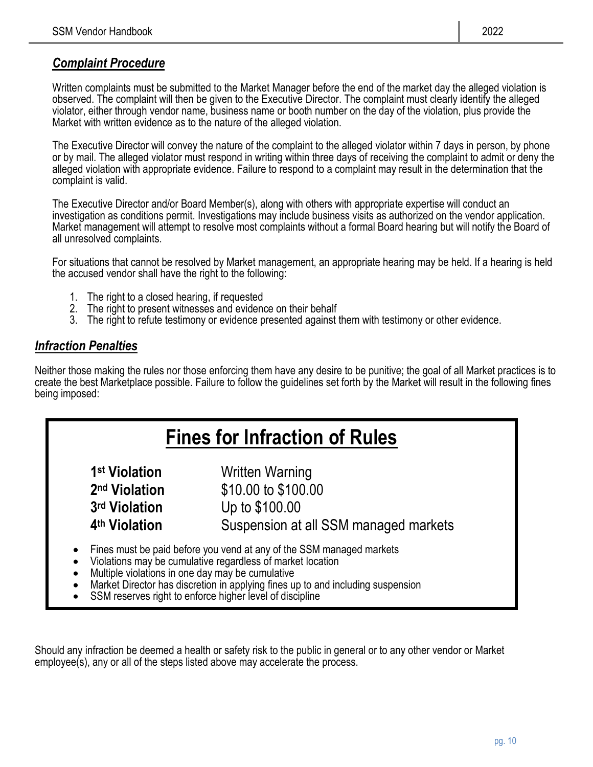## ***Complaint Procedure***

Written complaints must be submitted to the Market Manager before the end of the market day the alleged violation is observed. The complaint will then be given to the Executive Director. The complaint must clearly identify the alleged violator, either through vendor name, business name or booth number on the day of the violation, plus provide the Market with written evidence as to the nature of the alleged violation.

The Executive Director will convey the nature of the complaint to the alleged violator within 7 days in person, by phone or by mail. The alleged violator must respond in writing within three days of receiving the complaint to admit or deny the alleged violation with appropriate evidence. Failure to respond to a complaint may result in the determination that the complaint is valid.

The Executive Director and/or Board Member(s), along with others with appropriate expertise will conduct an investigation as conditions permit. Investigations may include business visits as authorized on the vendor application. Market management will attempt to resolve most complaints without a formal Board hearing but will notify the Board of all unresolved complaints.

For situations that cannot be resolved by Market management, an appropriate hearing may be held. If a hearing is held the accused vendor shall have the right to the following:

1. The right to a closed hearing, if requested
2. The right to present witnesses and evidence on their behalf
3. The right to refute testimony or evidence presented against them with testimony or other evidence.

## ***Infraction Penalties***

Neither those making the rules nor those enforcing them have any desire to be punitive; the goal of all Market practices is to create the best Marketplace possible. Failure to follow the guidelines set forth by the Market will result in the following fines being imposed:

### Fines for Infraction of Rules

| | |
|---|---|
| **1st Violation** | Written Warning |
| **2nd Violation** | \$10.00 to \$100.00 |
| **3rd Violation** | Up to \$100.00 |
| **4th Violation** | Suspension at all SSM managed markets |

- Fines must be paid before you vend at any of the SSM managed markets
- Violations may be cumulative regardless of market location
- Multiple violations in one day may be cumulative
- Market Director has discretion in applying fines up to and including suspension
- SSM reserves right to enforce higher level of discipline

Should any infraction be deemed a health or safety risk to the public in general or to any other vendor or Market employee(s), any or all of the steps listed above may accelerate the process.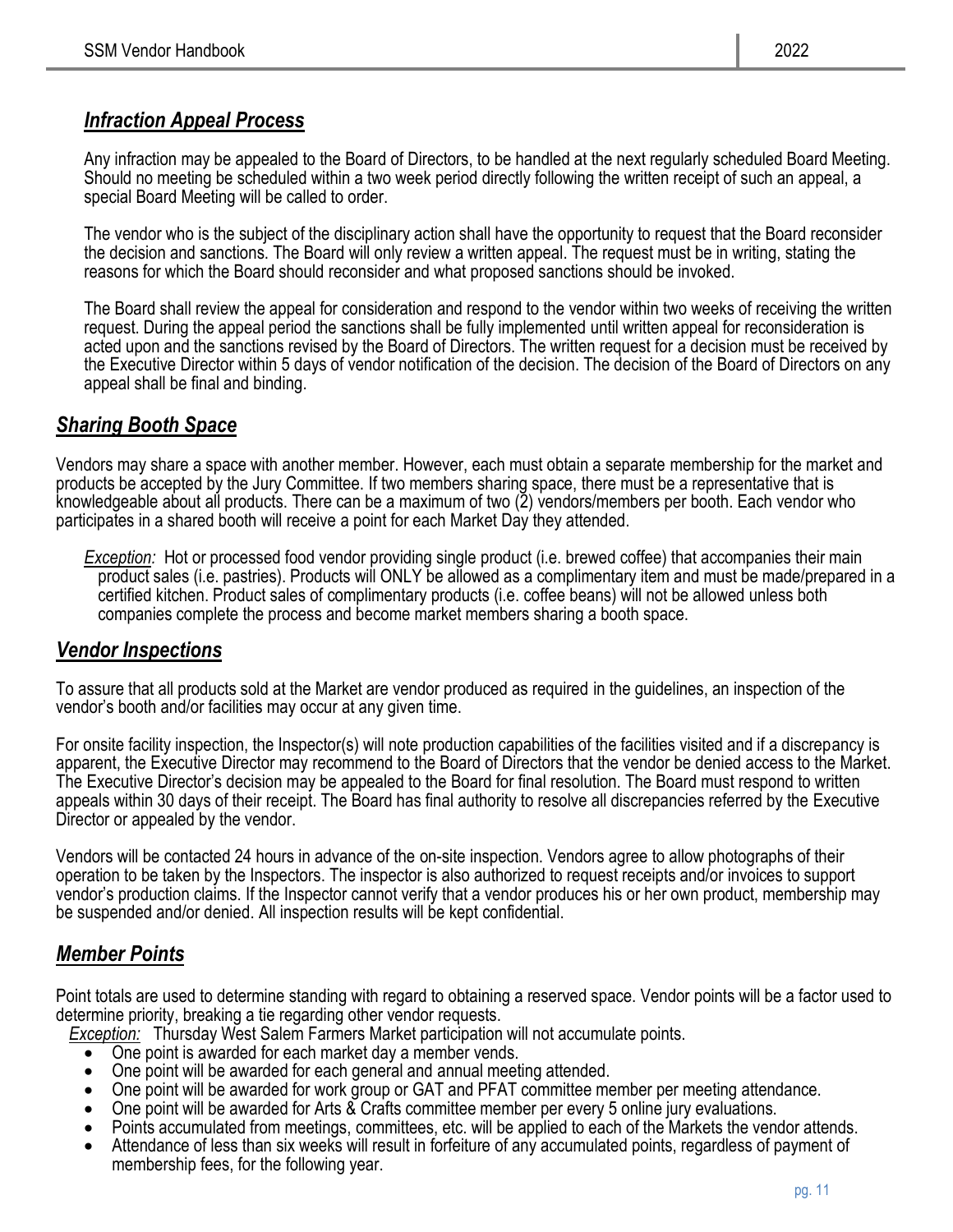## *Infraction Appeal Process*

Any infraction may be appealed to the Board of Directors, to be handled at the next regularly scheduled Board Meeting. Should no meeting be scheduled within a two week period directly following the written receipt of such an appeal, a special Board Meeting will be called to order.

The vendor who is the subject of the disciplinary action shall have the opportunity to request that the Board reconsider the decision and sanctions. The Board will only review a written appeal. The request must be in writing, stating the reasons for which the Board should reconsider and what proposed sanctions should be invoked.

The Board shall review the appeal for consideration and respond to the vendor within two weeks of receiving the written request. During the appeal period the sanctions shall be fully implemented until written appeal for reconsideration is acted upon and the sanctions revised by the Board of Directors. The written request for a decision must be received by the Executive Director within 5 days of vendor notification of the decision. The decision of the Board of Directors on any appeal shall be final and binding.

## *Sharing Booth Space*

Vendors may share a space with another member. However, each must obtain a separate membership for the market and products be accepted by the Jury Committee. If two members sharing space, there must be a representative that is knowledgeable about all products. There can be a maximum of two (2) vendors/members per booth. Each vendor who participates in a shared booth will receive a point for each Market Day they attended.

*Exception:* Hot or processed food vendor providing single product (i.e. brewed coffee) that accompanies their main product sales (i.e. pastries). Products will ONLY be allowed as a complimentary item and must be made/prepared in a certified kitchen. Product sales of complimentary products (i.e. coffee beans) will not be allowed unless both companies complete the process and become market members sharing a booth space.

## *Vendor Inspections*

To assure that all products sold at the Market are vendor produced as required in the guidelines, an inspection of the vendor's booth and/or facilities may occur at any given time.

For onsite facility inspection, the Inspector(s) will note production capabilities of the facilities visited and if a discrepancy is apparent, the Executive Director may recommend to the Board of Directors that the vendor be denied access to the Market. The Executive Director's decision may be appealed to the Board for final resolution. The Board must respond to written appeals within 30 days of their receipt. The Board has final authority to resolve all discrepancies referred by the Executive Director or appealed by the vendor.

Vendors will be contacted 24 hours in advance of the on-site inspection. Vendors agree to allow photographs of their operation to be taken by the Inspectors. The inspector is also authorized to request receipts and/or invoices to support vendor's production claims. If the Inspector cannot verify that a vendor produces his or her own product, membership may be suspended and/or denied. All inspection results will be kept confidential.

## *Member Points*

Point totals are used to determine standing with regard to obtaining a reserved space. Vendor points will be a factor used to determine priority, breaking a tie regarding other vendor requests.

*Exception:* Thursday West Salem Farmers Market participation will not accumulate points.

- One point is awarded for each market day a member vends.
- One point will be awarded for each general and annual meeting attended.
- One point will be awarded for work group or GAT and PFAT committee member per meeting attendance.
- One point will be awarded for Arts & Crafts committee member per every 5 online jury evaluations.
- Points accumulated from meetings, committees, etc. will be applied to each of the Markets the vendor attends.
- Attendance of less than six weeks will result in forfeiture of any accumulated points, regardless of payment of membership fees, for the following year.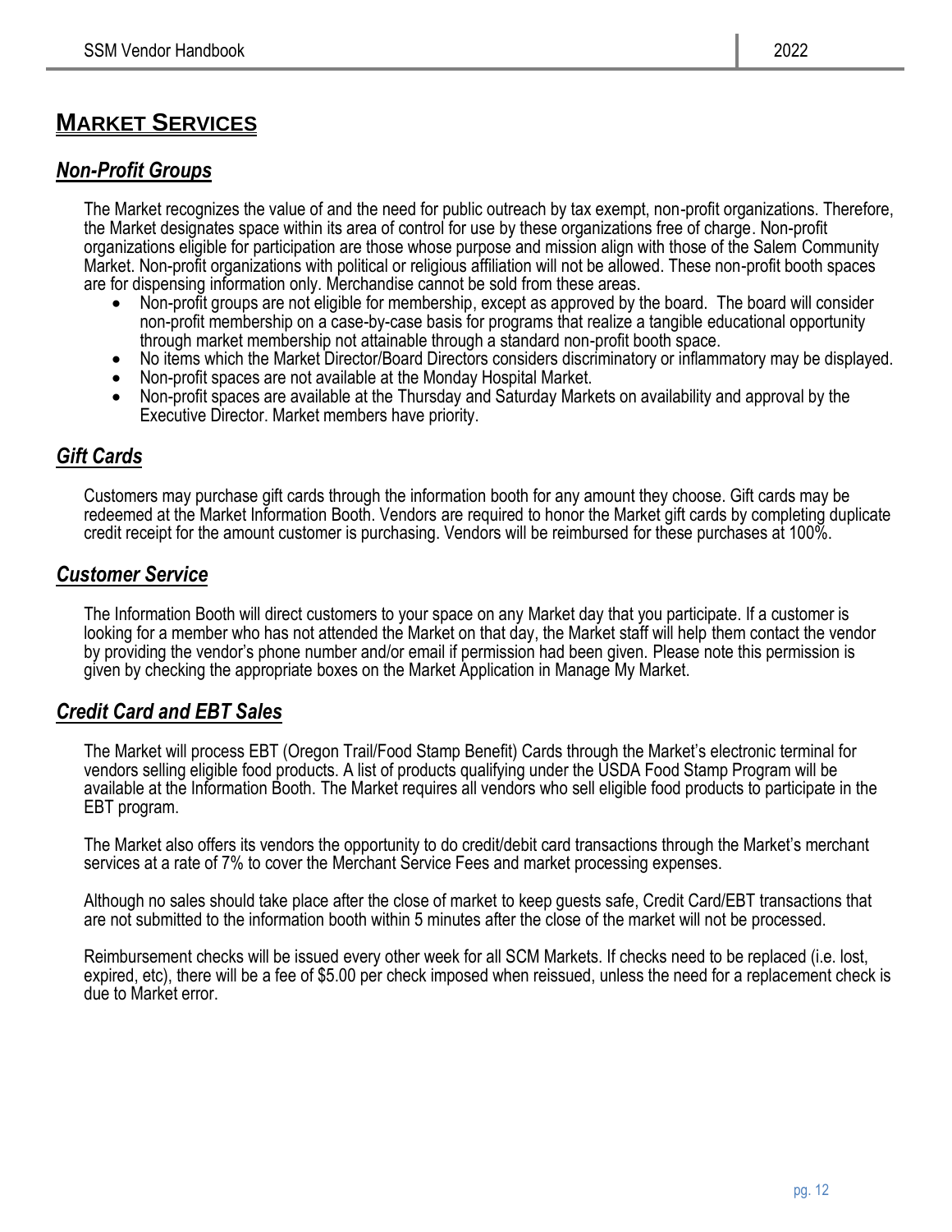# MARKET SERVICES

## *Non-Profit Groups*

The Market recognizes the value of and the need for public outreach by tax exempt, non-profit organizations. Therefore, the Market designates space within its area of control for use by these organizations free of charge. Non-profit organizations eligible for participation are those whose purpose and mission align with those of the Salem Community Market. Non-profit organizations with political or religious affiliation will not be allowed. These non-profit booth spaces are for dispensing information only. Merchandise cannot be sold from these areas.

- Non-profit groups are not eligible for membership, except as approved by the board. The board will consider non-profit membership on a case-by-case basis for programs that realize a tangible educational opportunity through market membership not attainable through a standard non-profit booth space.
- No items which the Market Director/Board Directors considers discriminatory or inflammatory may be displayed.
- Non-profit spaces are not available at the Monday Hospital Market.
- Non-profit spaces are available at the Thursday and Saturday Markets on availability and approval by the Executive Director. Market members have priority.

## *Gift Cards*

Customers may purchase gift cards through the information booth for any amount they choose. Gift cards may be redeemed at the Market Information Booth. Vendors are required to honor the Market gift cards by completing duplicate credit receipt for the amount customer is purchasing. Vendors will be reimbursed for these purchases at 100%.

## *Customer Service*

The Information Booth will direct customers to your space on any Market day that you participate. If a customer is looking for a member who has not attended the Market on that day, the Market staff will help them contact the vendor by providing the vendor's phone number and/or email if permission had been given. Please note this permission is given by checking the appropriate boxes on the Market Application in Manage My Market.

## *Credit Card and EBT Sales*

The Market will process EBT (Oregon Trail/Food Stamp Benefit) Cards through the Market's electronic terminal for vendors selling eligible food products. A list of products qualifying under the USDA Food Stamp Program will be available at the Information Booth. The Market requires all vendors who sell eligible food products to participate in the EBT program.

The Market also offers its vendors the opportunity to do credit/debit card transactions through the Market's merchant services at a rate of 7% to cover the Merchant Service Fees and market processing expenses.

Although no sales should take place after the close of market to keep guests safe, Credit Card/EBT transactions that are not submitted to the information booth within 5 minutes after the close of the market will not be processed.

Reimbursement checks will be issued every other week for all SCM Markets. If checks need to be replaced (i.e. lost, expired, etc), there will be a fee of $5.00 per check imposed when reissued, unless the need for a replacement check is due to Market error.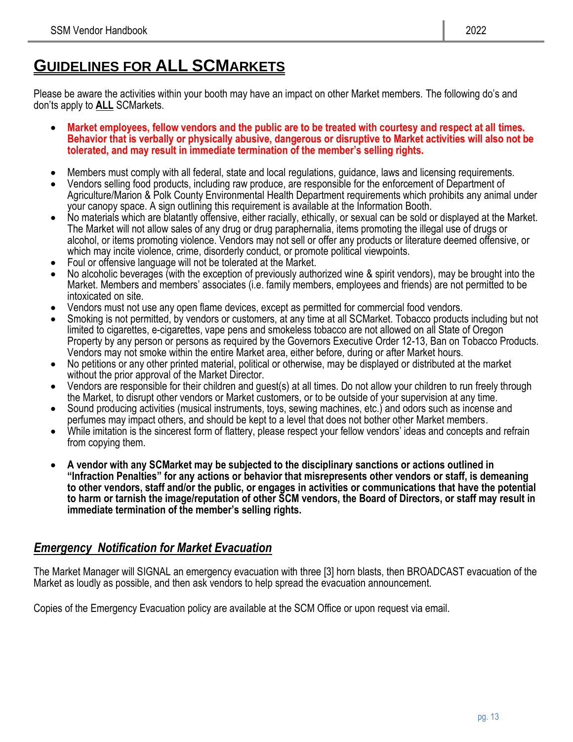# GUIDELINES FOR ALL SCMARKETS

Please be aware the activities within your booth may have an impact on other Market members. The following do's and don'ts apply to **ALL** SCMarkets.

- **Market employees, fellow vendors and the public are to be treated with courtesy and respect at all times. Behavior that is verbally or physically abusive, dangerous or disruptive to Market activities will also not be tolerated, and may result in immediate termination of the member's selling rights.**

- Members must comply with all federal, state and local regulations, guidance, laws and licensing requirements.
- Vendors selling food products, including raw produce, are responsible for the enforcement of Department of Agriculture/Marion & Polk County Environmental Health Department requirements which prohibits any animal under your canopy space. A sign outlining this requirement is available at the Information Booth.
- No materials which are blatantly offensive, either racially, ethically, or sexual can be sold or displayed at the Market. The Market will not allow sales of any drug or drug paraphernalia, items promoting the illegal use of drugs or alcohol, or items promoting violence. Vendors may not sell or offer any products or literature deemed offensive, or which may incite violence, crime, disorderly conduct, or promote political viewpoints.
- Foul or offensive language will not be tolerated at the Market.
- No alcoholic beverages (with the exception of previously authorized wine & spirit vendors), may be brought into the Market. Members and members' associates (i.e. family members, employees and friends) are not permitted to be intoxicated on site.
- Vendors must not use any open flame devices, except as permitted for commercial food vendors.
- Smoking is not permitted, by vendors or customers, at any time at all SCMarket. Tobacco products including but not limited to cigarettes, e-cigarettes, vape pens and smokeless tobacco are not allowed on all State of Oregon Property by any person or persons as required by the Governors Executive Order 12-13, Ban on Tobacco Products. Vendors may not smoke within the entire Market area, either before, during or after Market hours.
- No petitions or any other printed material, political or otherwise, may be displayed or distributed at the market without the prior approval of the Market Director.
- Vendors are responsible for their children and guest(s) at all times. Do not allow your children to run freely through the Market, to disrupt other vendors or Market customers, or to be outside of your supervision at any time.
- Sound producing activities (musical instruments, toys, sewing machines, etc.) and odors such as incense and perfumes may impact others, and should be kept to a level that does not bother other Market members.
- While imitation is the sincerest form of flattery, please respect your fellow vendors' ideas and concepts and refrain from copying them.

- **A vendor with any SCMarket may be subjected to the disciplinary sanctions or actions outlined in "Infraction Penalties" for any actions or behavior that misrepresents other vendors or staff, is demeaning to other vendors, staff and/or the public, or engages in activities or communications that have the potential to harm or tarnish the image/reputation of other SCM vendors, the Board of Directors, or staff may result in immediate termination of the member's selling rights.**

## *Emergency Notification for Market Evacuation*

The Market Manager will SIGNAL an emergency evacuation with three [3] horn blasts, then BROADCAST evacuation of the Market as loudly as possible, and then ask vendors to help spread the evacuation announcement.

Copies of the Emergency Evacuation policy are available at the SCM Office or upon request via email.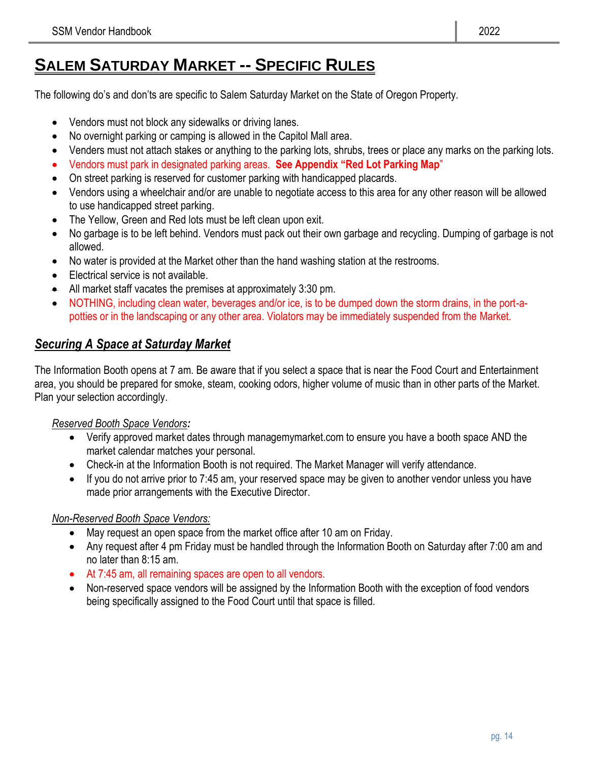# SALEM SATURDAY MARKET -- SPECIFIC RULES

The following do's and don'ts are specific to Salem Saturday Market on the State of Oregon Property.

- Vendors must not block any sidewalks or driving lanes.
- No overnight parking or camping is allowed in the Capitol Mall area.
- Venders must not attach stakes or anything to the parking lots, shrubs, trees or place any marks on the parking lots.
- Vendors must park in designated parking areas. **See Appendix "Red Lot Parking Map"**
- On street parking is reserved for customer parking with handicapped placards.
- Vendors using a wheelchair and/or are unable to negotiate access to this area for any other reason will be allowed to use handicapped street parking.
- The Yellow, Green and Red lots must be left clean upon exit.
- No garbage is to be left behind. Vendors must pack out their own garbage and recycling. Dumping of garbage is not allowed.
- No water is provided at the Market other than the hand washing station at the restrooms.
- Electrical service is not available.
- All market staff vacates the premises at approximately 3:30 pm.
- NOTHING, including clean water, beverages and/or ice, is to be dumped down the storm drains, in the port-a-potties or in the landscaping or any other area. Violators may be immediately suspended from the Market.

## *Securing A Space at Saturday Market*

The Information Booth opens at 7 am. Be aware that if you select a space that is near the Food Court and Entertainment area, you should be prepared for smoke, steam, cooking odors, higher volume of music than in other parts of the Market. Plan your selection accordingly.

*Reserved Booth Space Vendors:*

- Verify approved market dates through managemymarket.com to ensure you have a booth space AND the market calendar matches your personal.
- Check-in at the Information Booth is not required. The Market Manager will verify attendance.
- If you do not arrive prior to 7:45 am, your reserved space may be given to another vendor unless you have made prior arrangements with the Executive Director.

*Non-Reserved Booth Space Vendors:*

- May request an open space from the market office after 10 am on Friday.
- Any request after 4 pm Friday must be handled through the Information Booth on Saturday after 7:00 am and no later than 8:15 am.
- At 7:45 am, all remaining spaces are open to all vendors.
- Non-reserved space vendors will be assigned by the Information Booth with the exception of food vendors being specifically assigned to the Food Court until that space is filled.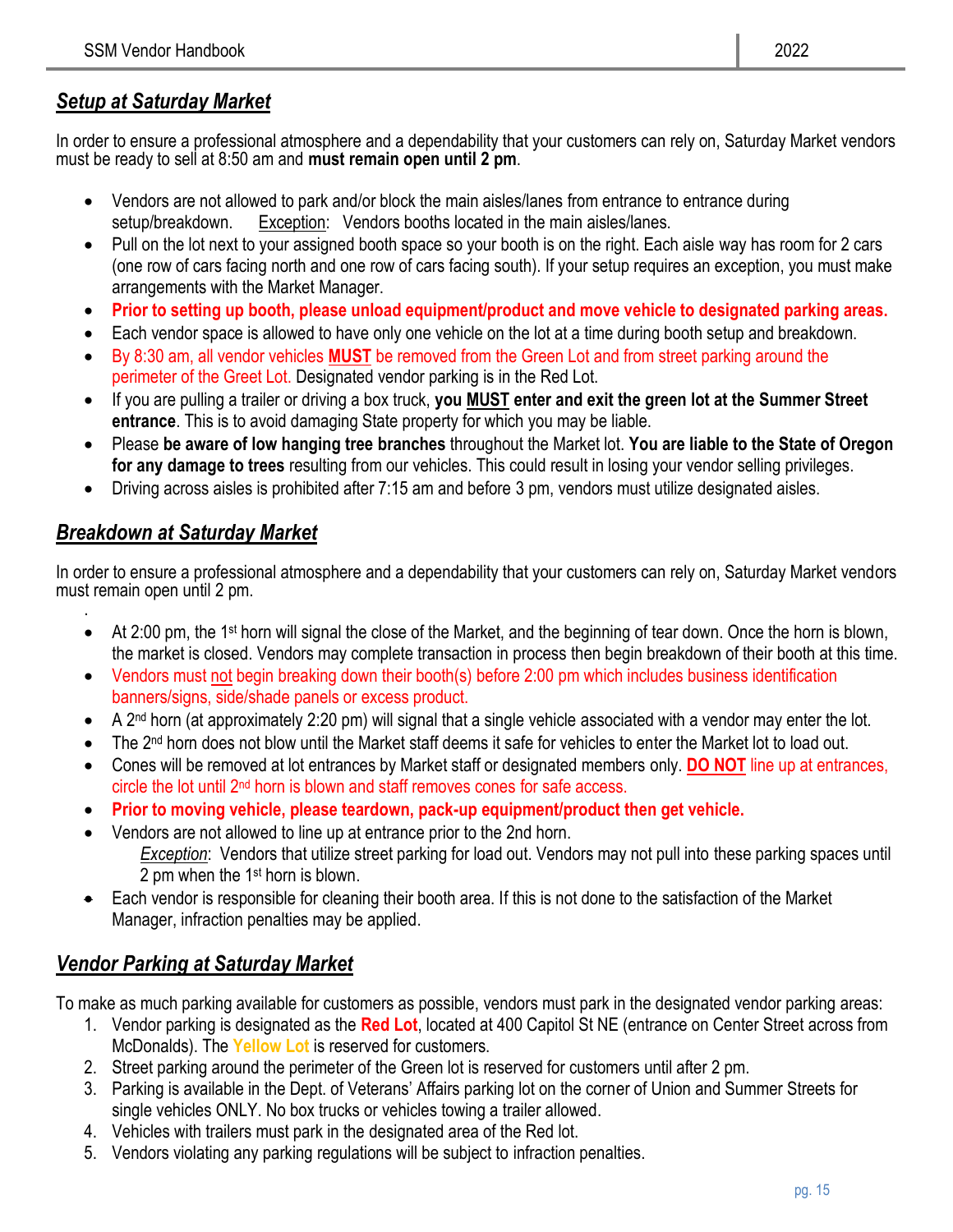## ***Setup at Saturday Market***

In order to ensure a professional atmosphere and a dependability that your customers can rely on, Saturday Market vendors must be ready to sell at 8:50 am and **must remain open until 2 pm**.

- Vendors are not allowed to park and/or block the main aisles/lanes from entrance to entrance during setup/breakdown. Exception: Vendors booths located in the main aisles/lanes.
- Pull on the lot next to your assigned booth space so your booth is on the right. Each aisle way has room for 2 cars (one row of cars facing north and one row of cars facing south). If your setup requires an exception, you must make arrangements with the Market Manager.
- **Prior to setting up booth, please unload equipment/product and move vehicle to designated parking areas.**
- Each vendor space is allowed to have only one vehicle on the lot at a time during booth setup and breakdown.
- By 8:30 am, all vendor vehicles **MUST** be removed from the Green Lot and from street parking around the perimeter of the Greet Lot. Designated vendor parking is in the Red Lot.
- If you are pulling a trailer or driving a box truck, **you MUST enter and exit the green lot at the Summer Street entrance**. This is to avoid damaging State property for which you may be liable.
- Please **be aware of low hanging tree branches** throughout the Market lot. **You are liable to the State of Oregon for any damage to trees** resulting from our vehicles. This could result in losing your vendor selling privileges.
- Driving across aisles is prohibited after 7:15 am and before 3 pm, vendors must utilize designated aisles.

## ***Breakdown at Saturday Market***

In order to ensure a professional atmosphere and a dependability that your customers can rely on, Saturday Market vendors must remain open until 2 pm.

- At 2:00 pm, the 1st horn will signal the close of the Market, and the beginning of tear down. Once the horn is blown, the market is closed. Vendors may complete transaction in process then begin breakdown of their booth at this time.
- Vendors must not begin breaking down their booth(s) before 2:00 pm which includes business identification banners/signs, side/shade panels or excess product.
- A 2nd horn (at approximately 2:20 pm) will signal that a single vehicle associated with a vendor may enter the lot.
- The 2nd horn does not blow until the Market staff deems it safe for vehicles to enter the Market lot to load out.
- Cones will be removed at lot entrances by Market staff or designated members only. **DO NOT** line up at entrances, circle the lot until 2nd horn is blown and staff removes cones for safe access.
- **Prior to moving vehicle, please teardown, pack-up equipment/product then get vehicle.**
- Vendors are not allowed to line up at entrance prior to the 2nd horn.
  *Exception*: Vendors that utilize street parking for load out. Vendors may not pull into these parking spaces until 2 pm when the 1st horn is blown.
- Each vendor is responsible for cleaning their booth area. If this is not done to the satisfaction of the Market Manager, infraction penalties may be applied.

## ***Vendor Parking at Saturday Market***

To make as much parking available for customers as possible, vendors must park in the designated vendor parking areas:

1. Vendor parking is designated as the **Red Lot**, located at 400 Capitol St NE (entrance on Center Street across from McDonalds). The **Yellow Lot** is reserved for customers.
2. Street parking around the perimeter of the Green lot is reserved for customers until after 2 pm.
3. Parking is available in the Dept. of Veterans' Affairs parking lot on the corner of Union and Summer Streets for single vehicles ONLY. No box trucks or vehicles towing a trailer allowed.
4. Vehicles with trailers must park in the designated area of the Red lot.
5. Vendors violating any parking regulations will be subject to infraction penalties.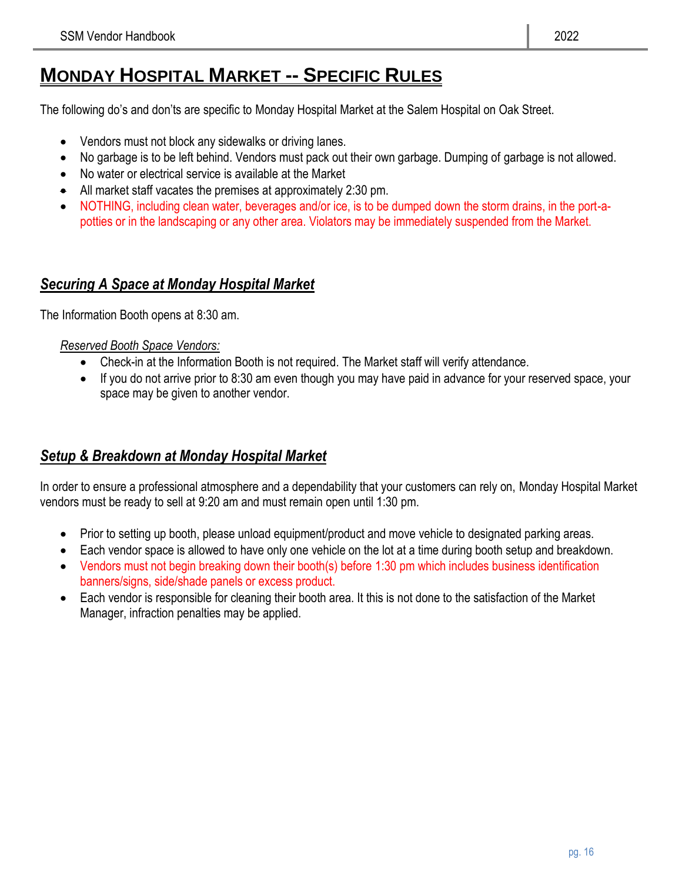# MONDAY HOSPITAL MARKET -- SPECIFIC RULES

The following do's and don'ts are specific to Monday Hospital Market at the Salem Hospital on Oak Street.

- Vendors must not block any sidewalks or driving lanes.
- No garbage is to be left behind. Vendors must pack out their own garbage. Dumping of garbage is not allowed.
- No water or electrical service is available at the Market
- All market staff vacates the premises at approximately 2:30 pm.
- NOTHING, including clean water, beverages and/or ice, is to be dumped down the storm drains, in the port-a-potties or in the landscaping or any other area. Violators may be immediately suspended from the Market.

## *Securing A Space at Monday Hospital Market*

The Information Booth opens at 8:30 am.

*Reserved Booth Space Vendors:*

- Check-in at the Information Booth is not required. The Market staff will verify attendance.
- If you do not arrive prior to 8:30 am even though you may have paid in advance for your reserved space, your space may be given to another vendor.

## *Setup & Breakdown at Monday Hospital Market*

In order to ensure a professional atmosphere and a dependability that your customers can rely on, Monday Hospital Market vendors must be ready to sell at 9:20 am and must remain open until 1:30 pm.

- Prior to setting up booth, please unload equipment/product and move vehicle to designated parking areas.
- Each vendor space is allowed to have only one vehicle on the lot at a time during booth setup and breakdown.
- Vendors must not begin breaking down their booth(s) before 1:30 pm which includes business identification banners/signs, side/shade panels or excess product.
- Each vendor is responsible for cleaning their booth area. It this is not done to the satisfaction of the Market Manager, infraction penalties may be applied.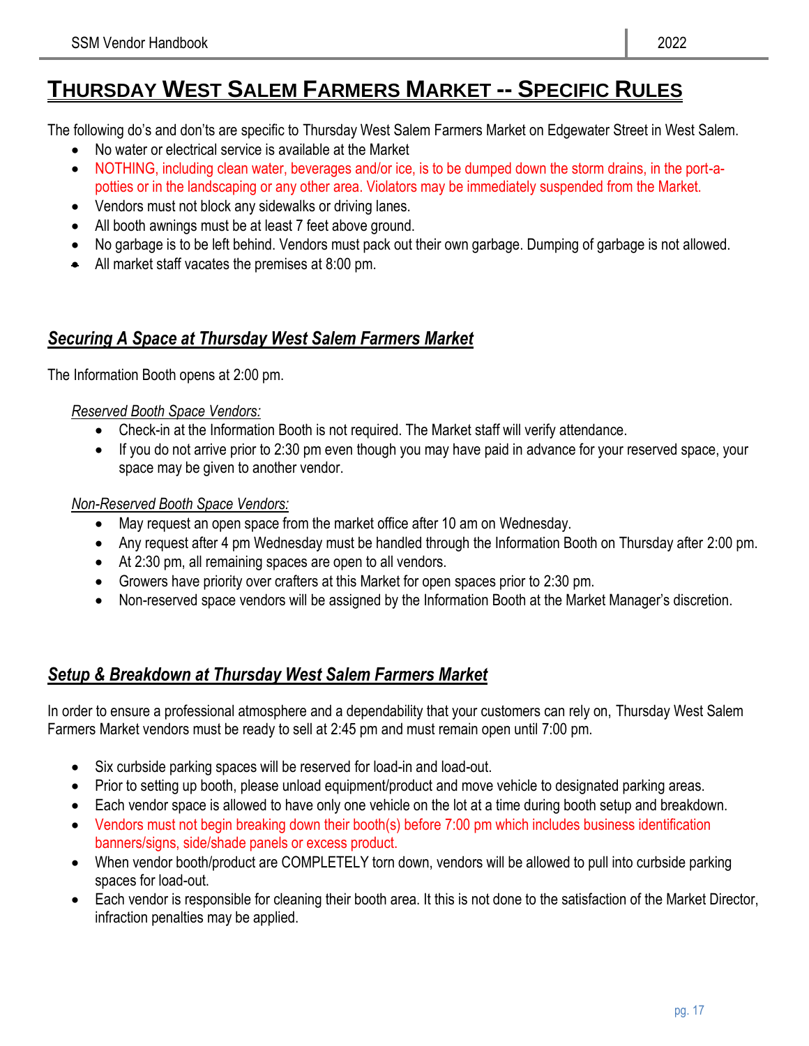# THURSDAY WEST SALEM FARMERS MARKET -- SPECIFIC RULES

The following do's and don'ts are specific to Thursday West Salem Farmers Market on Edgewater Street in West Salem.

- No water or electrical service is available at the Market
- NOTHING, including clean water, beverages and/or ice, is to be dumped down the storm drains, in the port-a-potties or in the landscaping or any other area. Violators may be immediately suspended from the Market.
- Vendors must not block any sidewalks or driving lanes.
- All booth awnings must be at least 7 feet above ground.
- No garbage is to be left behind. Vendors must pack out their own garbage. Dumping of garbage is not allowed.
- All market staff vacates the premises at 8:00 pm.

## *Securing A Space at Thursday West Salem Farmers Market*

The Information Booth opens at 2:00 pm.

*Reserved Booth Space Vendors:*

- Check-in at the Information Booth is not required. The Market staff will verify attendance.
- If you do not arrive prior to 2:30 pm even though you may have paid in advance for your reserved space, your space may be given to another vendor.

*Non-Reserved Booth Space Vendors:*

- May request an open space from the market office after 10 am on Wednesday.
- Any request after 4 pm Wednesday must be handled through the Information Booth on Thursday after 2:00 pm.
- At 2:30 pm, all remaining spaces are open to all vendors.
- Growers have priority over crafters at this Market for open spaces prior to 2:30 pm.
- Non-reserved space vendors will be assigned by the Information Booth at the Market Manager's discretion.

## *Setup & Breakdown at Thursday West Salem Farmers Market*

In order to ensure a professional atmosphere and a dependability that your customers can rely on, Thursday West Salem Farmers Market vendors must be ready to sell at 2:45 pm and must remain open until 7:00 pm.

- Six curbside parking spaces will be reserved for load-in and load-out.
- Prior to setting up booth, please unload equipment/product and move vehicle to designated parking areas.
- Each vendor space is allowed to have only one vehicle on the lot at a time during booth setup and breakdown.
- Vendors must not begin breaking down their booth(s) before 7:00 pm which includes business identification banners/signs, side/shade panels or excess product.
- When vendor booth/product are COMPLETELY torn down, vendors will be allowed to pull into curbside parking spaces for load-out.
- Each vendor is responsible for cleaning their booth area. It this is not done to the satisfaction of the Market Director, infraction penalties may be applied.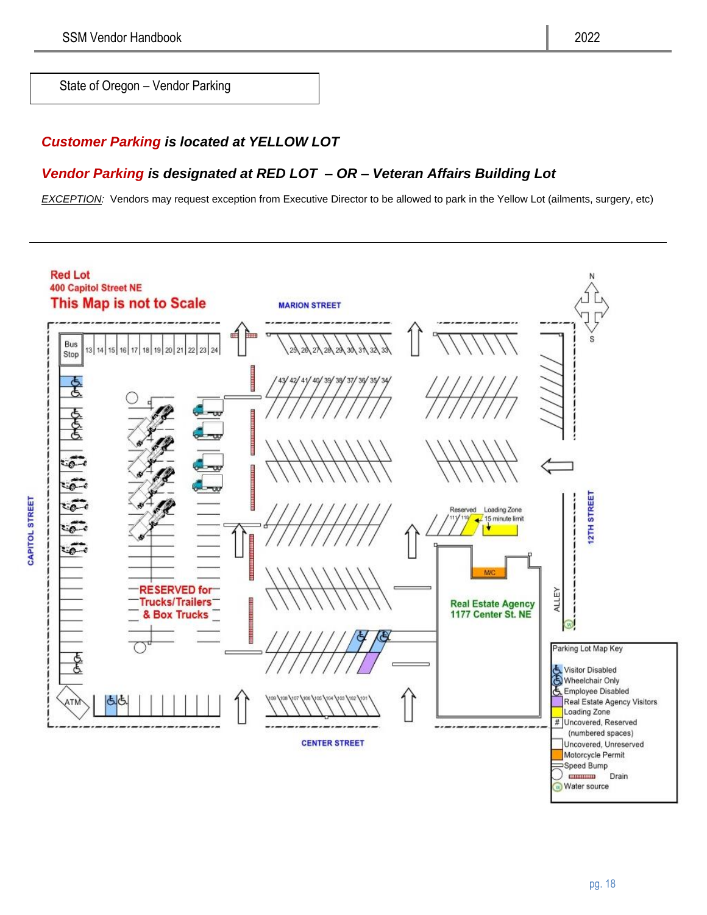State of Oregon – Vendor Parking

***Customer Parking** is located at YELLOW LOT*

***Vendor Parking** is designated at RED LOT – OR – Veteran Affairs Building Lot*

*EXCEPTION:* Vendors may request exception from Executive Director to be allowed to park in the Yellow Lot (ailments, surgery, etc)

---

Red Lot
400 Capitol Street NE
This Map is not to Scale

MARION STREET

CAPITOL STREET

12TH STREET

CENTER STREET

N
S

Bus Stop

13 14 15 16 17 18 19 20 21 22 23 24

25 26 27 28 29 30 31 32 33

43 42 41 40 39 38 37 36 35 34

Reserved
111 110

Loading Zone
15 minute limit

M/C

Real Estate Agency
1177 Center St. NE

ALLEY

RESERVED for Trucks/Trailers & Box Trucks

ATM

109 108 107 106 105 104 103 102 101

Parking Lot Map Key
- Visitor Disabled
- Wheelchair Only
- Employee Disabled
- Real Estate Agency Visitors
- Loading Zone
- # Uncovered, Reserved (numbered spaces)
- Uncovered, Unreserved
- Motorcycle Permit
- Speed Bump
- Drain
- Water source